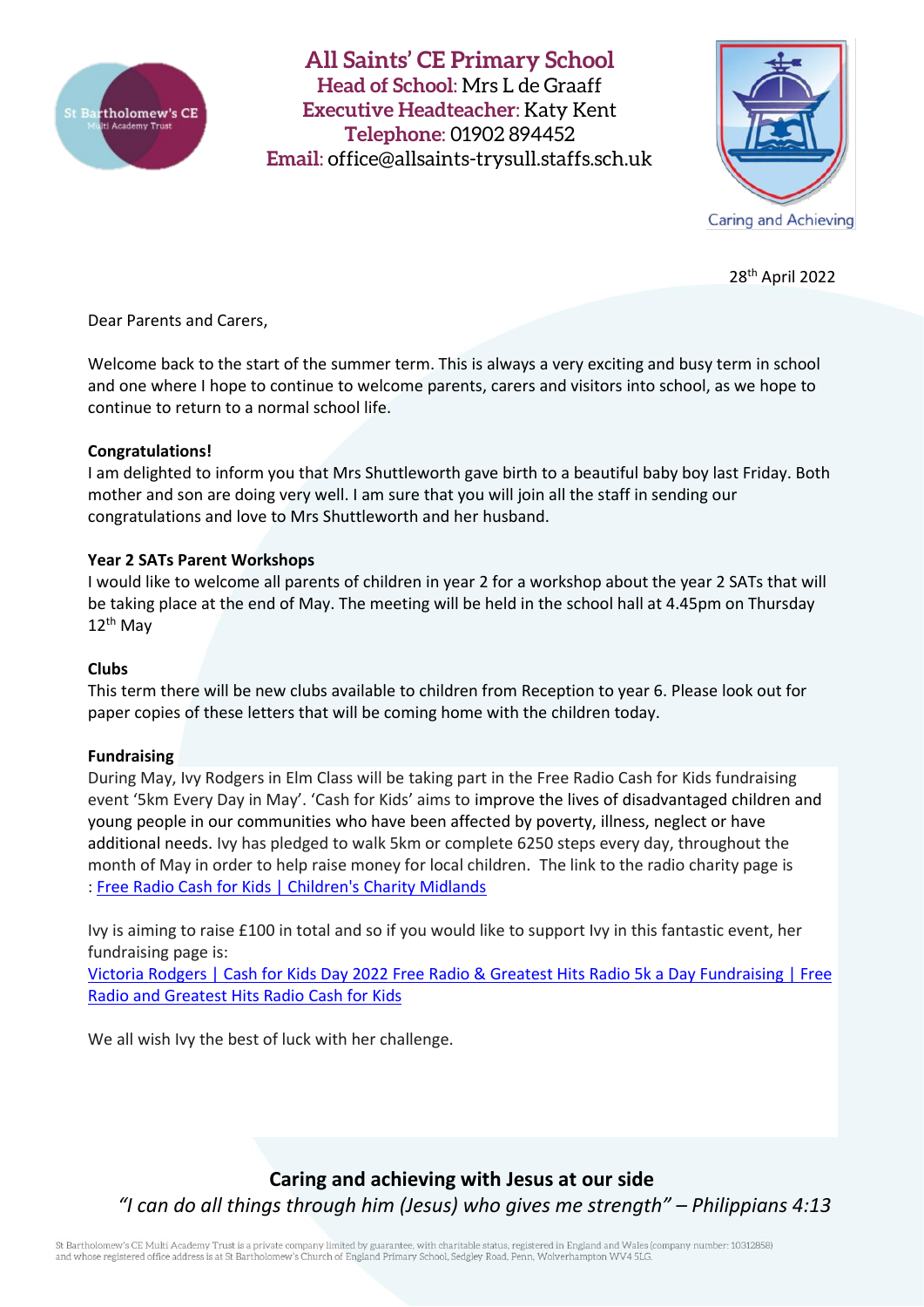# All Saints' CE Primary School

**Head of School:** Mrs L de Graaff
**Executive Headteacher:** Katy Kent
**Telephone:** 01902 894452
**Email:** office@allsaints-trysull.staffs.sch.uk

St Bartholomew's CE Multi Academy Trust

Caring and Achieving

28th April 2022

Dear Parents and Carers,

Welcome back to the start of the summer term. This is always a very exciting and busy term in school and one where I hope to continue to welcome parents, carers and visitors into school, as we hope to continue to return to a normal school life.

**Congratulations!**

I am delighted to inform you that Mrs Shuttleworth gave birth to a beautiful baby boy last Friday. Both mother and son are doing very well. I am sure that you will join all the staff in sending our congratulations and love to Mrs Shuttleworth and her husband.

**Year 2 SATs Parent Workshops**

I would like to welcome all parents of children in year 2 for a workshop about the year 2 SATs that will be taking place at the end of May. The meeting will be held in the school hall at 4.45pm on Thursday 12th May

**Clubs**

This term there will be new clubs available to children from Reception to year 6. Please look out for paper copies of these letters that will be coming home with the children today.

**Fundraising**

During May, Ivy Rodgers in Elm Class will be taking part in the Free Radio Cash for Kids fundraising event '5km Every Day in May'. 'Cash for Kids' aims to improve the lives of disadvantaged children and young people in our communities who have been affected by poverty, illness, neglect or have additional needs. Ivy has pledged to walk 5km or complete 6250 steps every day, throughout the month of May in order to help raise money for local children. The link to the radio charity page is : Free Radio Cash for Kids | Children's Charity Midlands

Ivy is aiming to raise £100 in total and so if you would like to support Ivy in this fantastic event, her fundraising page is:
Victoria Rodgers | Cash for Kids Day 2022 Free Radio & Greatest Hits Radio 5k a Day Fundraising | Free Radio and Greatest Hits Radio Cash for Kids

We all wish Ivy the best of luck with her challenge.

**Caring and achieving with Jesus at our side**

*"I can do all things through him (Jesus) who gives me strength" – Philippians 4:13*

St Bartholomew's CE Multi Academy Trust is a private company limited by guarantee, with charitable status, registered in England and Wales (company number: 10312858) and whose registered office address is at St Bartholomew's Church of England Primary School, Sedgley Road, Penn, Wolverhampton WV4 5LG.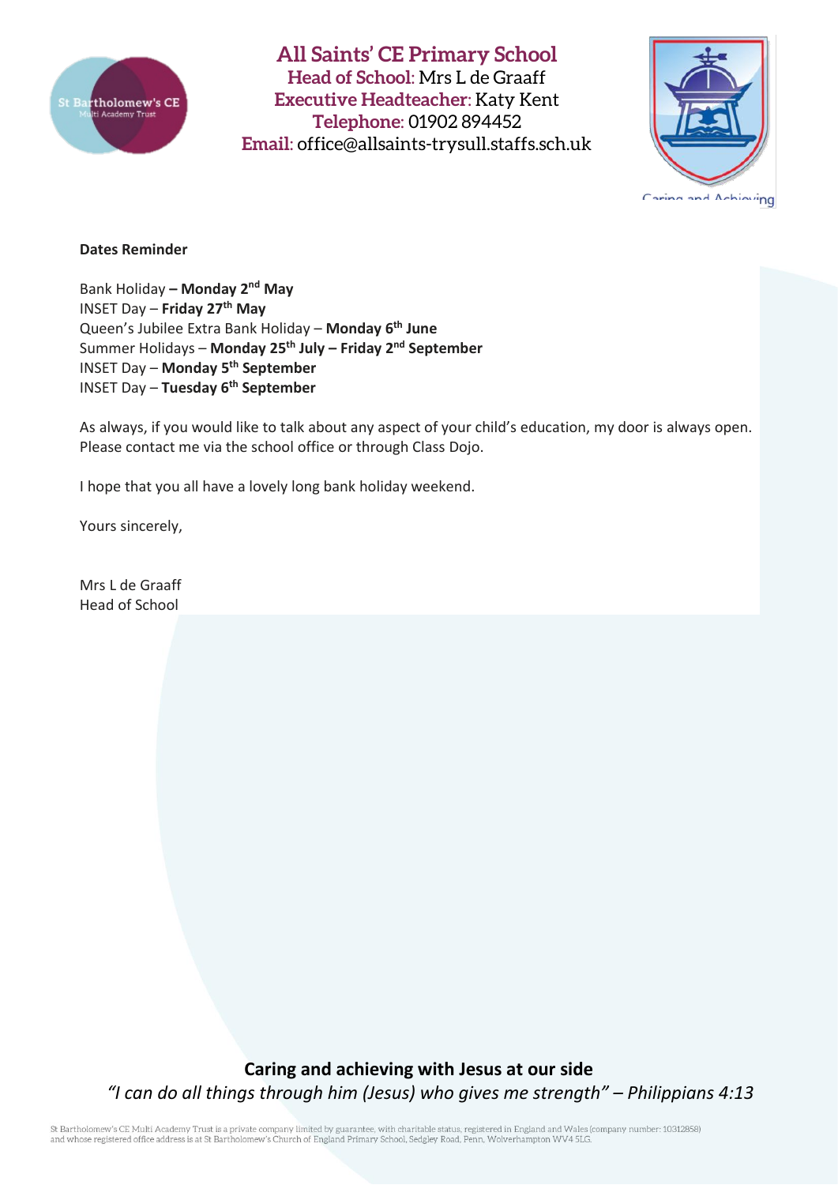**All Saints' CE Primary School**
**Head of School:** Mrs L de Graaff
**Executive Headteacher:** Katy Kent
**Telephone:** 01902 894452
**Email:** office@allsaints-trysull.staffs.sch.uk

**Dates Reminder**

Bank Holiday **– Monday 2nd May**
INSET Day – **Friday 27th May**
Queen's Jubilee Extra Bank Holiday – **Monday 6th June**
Summer Holidays – **Monday 25th July – Friday 2nd September**
INSET Day – **Monday 5th September**
INSET Day – **Tuesday 6th September**

As always, if you would like to talk about any aspect of your child's education, my door is always open. Please contact me via the school office or through Class Dojo.

I hope that you all have a lovely long bank holiday weekend.

Yours sincerely,

Mrs L de Graaff
Head of School

**Caring and achieving with Jesus at our side**

*"I can do all things through him (Jesus) who gives me strength" – Philippians 4:13*

St Bartholomew's CE Multi Academy Trust is a private company limited by guarantee, with charitable status, registered in England and Wales (company number: 10312858) and whose registered office address is at St Bartholomew's Church of England Primary School, Sedgley Road, Penn, Wolverhampton WV4 5LG.